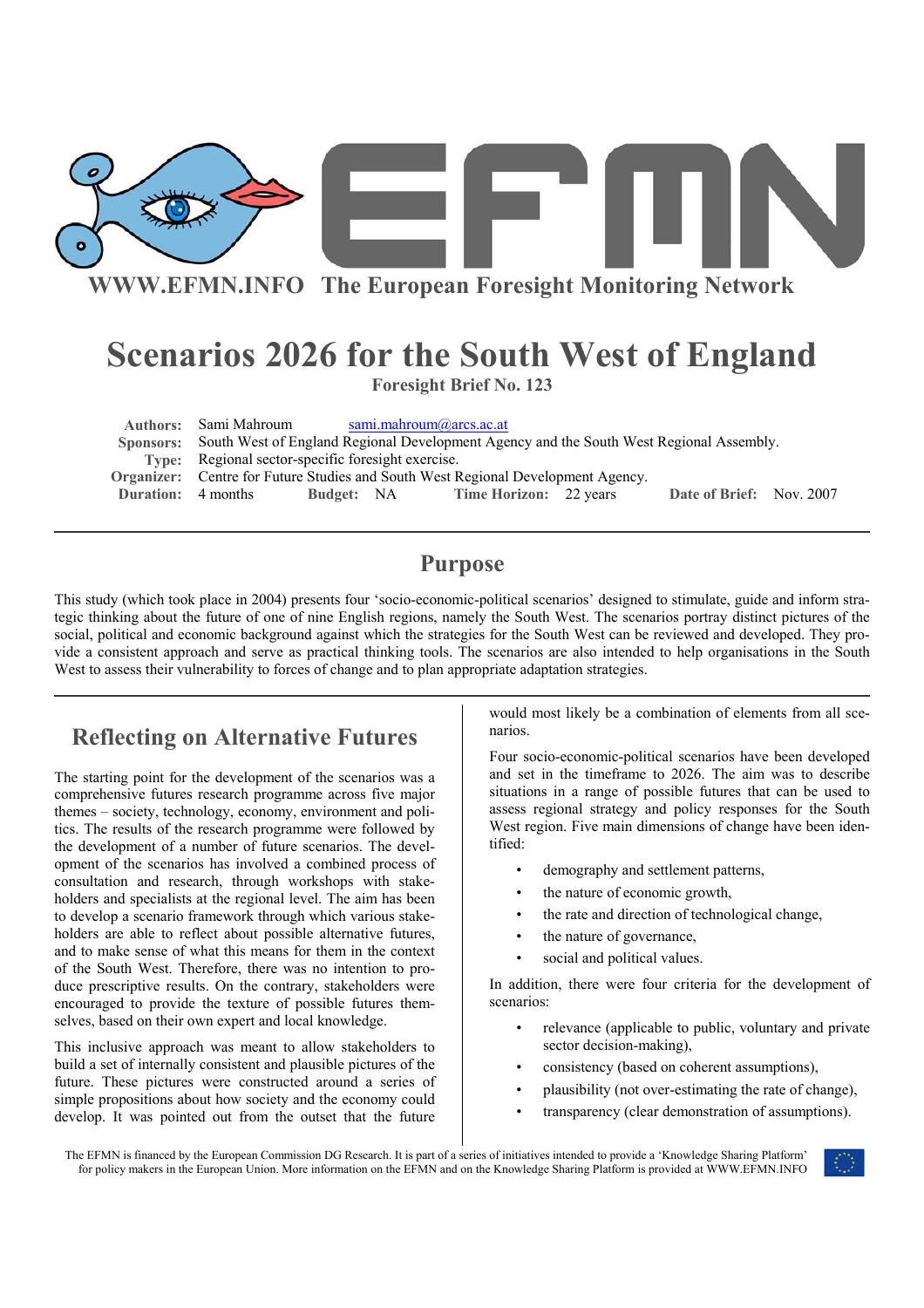WWW.EFMN.INFO The European Foresight Monitoring Network

# Scenarios 2026 for the South West of England

**Foresight Brief No. 123**

**Authors:** Sami Mahroum sami.mahroum@arcs.ac.at
**Sponsors:** South West of England Regional Development Agency and the South West Regional Assembly.
**Type:** Regional sector-specific foresight exercise.
**Organizer:** Centre for Future Studies and South West Regional Development Agency.
**Duration:** 4 months **Budget:** NA **Time Horizon:** 22 years **Date of Brief:** Nov. 2007

## Purpose

This study (which took place in 2004) presents four 'socio-economic-political scenarios' designed to stimulate, guide and inform strategic thinking about the future of one of nine English regions, namely the South West. The scenarios portray distinct pictures of the social, political and economic background against which the strategies for the South West can be reviewed and developed. They provide a consistent approach and serve as practical thinking tools. The scenarios are also intended to help organisations in the South West to assess their vulnerability to forces of change and to plan appropriate adaptation strategies.

## Reflecting on Alternative Futures

The starting point for the development of the scenarios was a comprehensive futures research programme across five major themes – society, technology, economy, environment and politics. The results of the research programme were followed by the development of a number of future scenarios. The development of the scenarios has involved a combined process of consultation and research, through workshops with stakeholders and specialists at the regional level. The aim has been to develop a scenario framework through which various stakeholders are able to reflect about possible alternative futures, and to make sense of what this means for them in the context of the South West. Therefore, there was no intention to produce prescriptive results. On the contrary, stakeholders were encouraged to provide the texture of possible futures themselves, based on their own expert and local knowledge.

This inclusive approach was meant to allow stakeholders to build a set of internally consistent and plausible pictures of the future. These pictures were constructed around a series of simple propositions about how society and the economy could develop. It was pointed out from the outset that the future would most likely be a combination of elements from all scenarios.

Four socio-economic-political scenarios have been developed and set in the timeframe to 2026. The aim was to describe situations in a range of possible futures that can be used to assess regional strategy and policy responses for the South West region. Five main dimensions of change have been identified:

- demography and settlement patterns,
- the nature of economic growth,
- the rate and direction of technological change,
- the nature of governance,
- social and political values.

In addition, there were four criteria for the development of scenarios:

- relevance (applicable to public, voluntary and private sector decision-making),
- consistency (based on coherent assumptions),
- plausibility (not over-estimating the rate of change),
- transparency (clear demonstration of assumptions).

The EFMN is financed by the European Commission DG Research. It is part of a series of initiatives intended to provide a 'Knowledge Sharing Platform' for policy makers in the European Union. More information on the EFMN and on the Knowledge Sharing Platform is provided at WWW.EFMN.INFO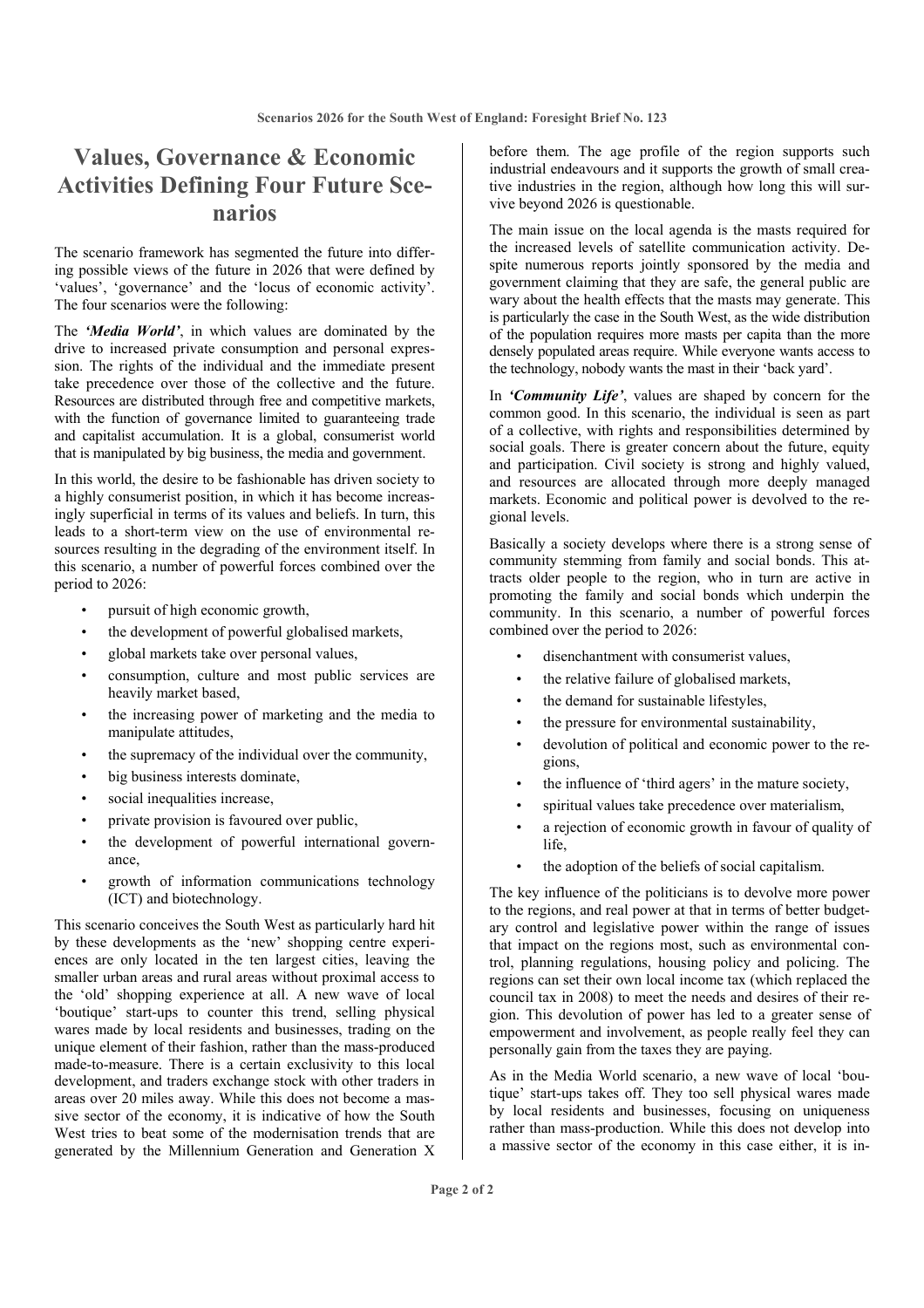# Values, Governance & Economic Activities Defining Four Future Scenarios

The scenario framework has segmented the future into differing possible views of the future in 2026 that were defined by 'values', 'governance' and the 'locus of economic activity'. The four scenarios were the following:

The ***'Media World'***, in which values are dominated by the drive to increased private consumption and personal expression. The rights of the individual and the immediate present take precedence over those of the collective and the future. Resources are distributed through free and competitive markets, with the function of governance limited to guaranteeing trade and capitalist accumulation. It is a global, consumerist world that is manipulated by big business, the media and government.

In this world, the desire to be fashionable has driven society to a highly consumerist position, in which it has become increasingly superficial in terms of its values and beliefs. In turn, this leads to a short-term view on the use of environmental resources resulting in the degrading of the environment itself. In this scenario, a number of powerful forces combined over the period to 2026:

- pursuit of high economic growth,
- the development of powerful globalised markets,
- global markets take over personal values,
- consumption, culture and most public services are heavily market based,
- the increasing power of marketing and the media to manipulate attitudes,
- the supremacy of the individual over the community,
- big business interests dominate,
- social inequalities increase,
- private provision is favoured over public,
- the development of powerful international governance,
- growth of information communications technology (ICT) and biotechnology.

This scenario conceives the South West as particularly hard hit by these developments as the 'new' shopping centre experiences are only located in the ten largest cities, leaving the smaller urban areas and rural areas without proximal access to the 'old' shopping experience at all. A new wave of local 'boutique' start-ups to counter this trend, selling physical wares made by local residents and businesses, trading on the unique element of their fashion, rather than the mass-produced made-to-measure. There is a certain exclusivity to this local development, and traders exchange stock with other traders in areas over 20 miles away. While this does not become a massive sector of the economy, it is indicative of how the South West tries to beat some of the modernisation trends that are generated by the Millennium Generation and Generation X before them. The age profile of the region supports such industrial endeavours and it supports the growth of small creative industries in the region, although how long this will survive beyond 2026 is questionable.

The main issue on the local agenda is the masts required for the increased levels of satellite communication activity. Despite numerous reports jointly sponsored by the media and government claiming that they are safe, the general public are wary about the health effects that the masts may generate. This is particularly the case in the South West, as the wide distribution of the population requires more masts per capita than the more densely populated areas require. While everyone wants access to the technology, nobody wants the mast in their 'back yard'.

In ***'Community Life'***, values are shaped by concern for the common good. In this scenario, the individual is seen as part of a collective, with rights and responsibilities determined by social goals. There is greater concern about the future, equity and participation. Civil society is strong and highly valued, and resources are allocated through more deeply managed markets. Economic and political power is devolved to the regional levels.

Basically a society develops where there is a strong sense of community stemming from family and social bonds. This attracts older people to the region, who in turn are active in promoting the family and social bonds which underpin the community. In this scenario, a number of powerful forces combined over the period to 2026:

- disenchantment with consumerist values,
- the relative failure of globalised markets,
- the demand for sustainable lifestyles,
- the pressure for environmental sustainability,
- devolution of political and economic power to the regions,
- the influence of 'third agers' in the mature society,
- spiritual values take precedence over materialism,
- a rejection of economic growth in favour of quality of life,
- the adoption of the beliefs of social capitalism.

The key influence of the politicians is to devolve more power to the regions, and real power at that in terms of better budgetary control and legislative power within the range of issues that impact on the regions most, such as environmental control, planning regulations, housing policy and policing. The regions can set their own local income tax (which replaced the council tax in 2008) to meet the needs and desires of their region. This devolution of power has led to a greater sense of empowerment and involvement, as people really feel they can personally gain from the taxes they are paying.

As in the Media World scenario, a new wave of local 'boutique' start-ups takes off. They too sell physical wares made by local residents and businesses, focusing on uniqueness rather than mass-production. While this does not develop into a massive sector of the economy in this case either, it is in-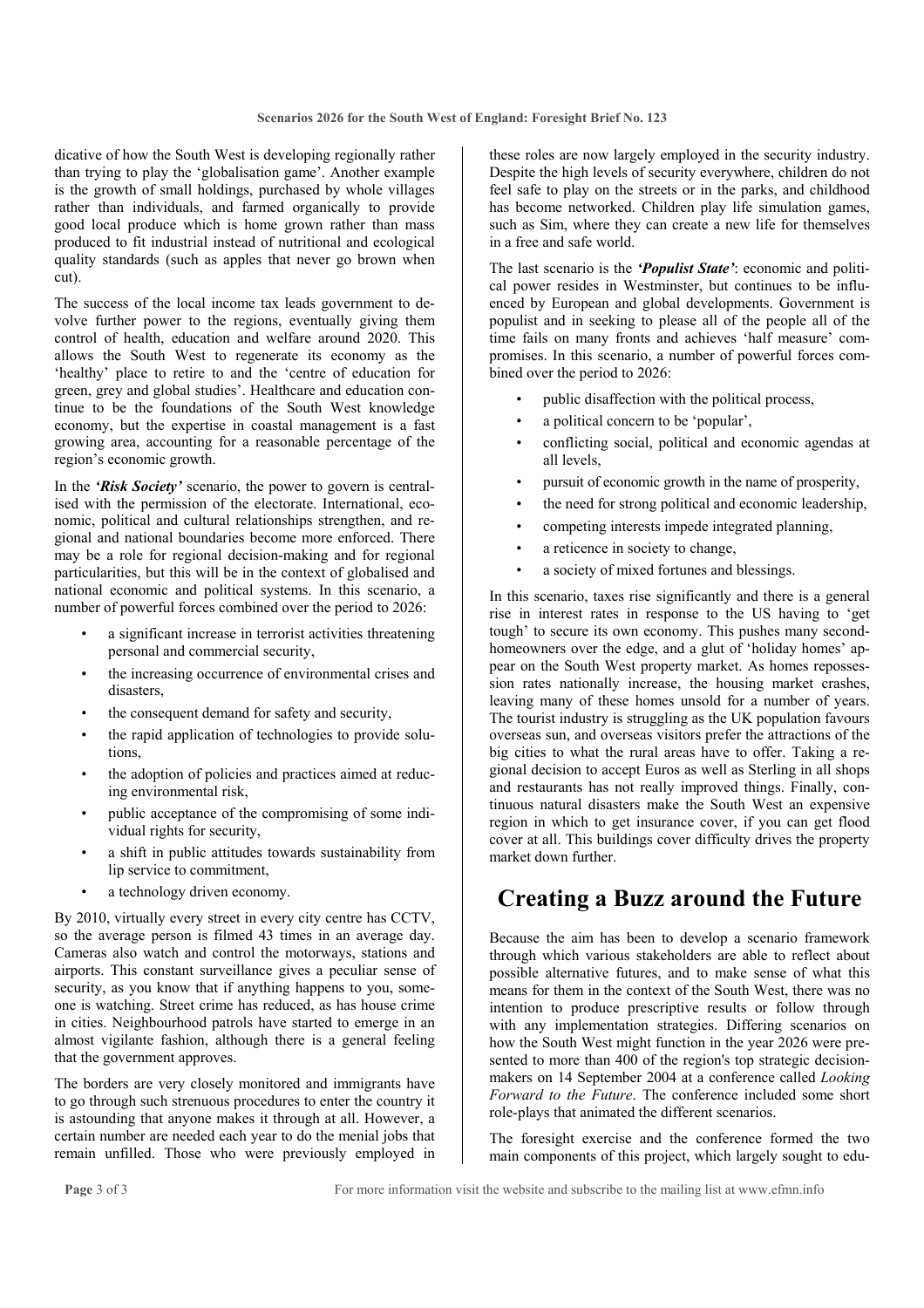dicative of how the South West is developing regionally rather than trying to play the 'globalisation game'. Another example is the growth of small holdings, purchased by whole villages rather than individuals, and farmed organically to provide good local produce which is home grown rather than mass produced to fit industrial instead of nutritional and ecological quality standards (such as apples that never go brown when cut).

The success of the local income tax leads government to devolve further power to the regions, eventually giving them control of health, education and welfare around 2020. This allows the South West to regenerate its economy as the 'healthy' place to retire to and the 'centre of education for green, grey and global studies'. Healthcare and education continue to be the foundations of the South West knowledge economy, but the expertise in coastal management is a fast growing area, accounting for a reasonable percentage of the region's economic growth.

In the ***'Risk Society'*** scenario, the power to govern is centralised with the permission of the electorate. International, economic, political and cultural relationships strengthen, and regional and national boundaries become more enforced. There may be a role for regional decision-making and for regional particularities, but this will be in the context of globalised and national economic and political systems. In this scenario, a number of powerful forces combined over the period to 2026:

- a significant increase in terrorist activities threatening personal and commercial security,
- the increasing occurrence of environmental crises and disasters,
- the consequent demand for safety and security,
- the rapid application of technologies to provide solutions,
- the adoption of policies and practices aimed at reducing environmental risk,
- public acceptance of the compromising of some individual rights for security,
- a shift in public attitudes towards sustainability from lip service to commitment,
- a technology driven economy.

By 2010, virtually every street in every city centre has CCTV, so the average person is filmed 43 times in an average day. Cameras also watch and control the motorways, stations and airports. This constant surveillance gives a peculiar sense of security, as you know that if anything happens to you, someone is watching. Street crime has reduced, as has house crime in cities. Neighbourhood patrols have started to emerge in an almost vigilante fashion, although there is a general feeling that the government approves.

The borders are very closely monitored and immigrants have to go through such strenuous procedures to enter the country it is astounding that anyone makes it through at all. However, a certain number are needed each year to do the menial jobs that remain unfilled. Those who were previously employed in these roles are now largely employed in the security industry. Despite the high levels of security everywhere, children do not feel safe to play on the streets or in the parks, and childhood has become networked. Children play life simulation games, such as Sim, where they can create a new life for themselves in a free and safe world.

The last scenario is the ***'Populist State'***: economic and political power resides in Westminster, but continues to be influenced by European and global developments. Government is populist and in seeking to please all of the people all of the time fails on many fronts and achieves 'half measure' compromises. In this scenario, a number of powerful forces combined over the period to 2026:

- public disaffection with the political process,
- a political concern to be 'popular',
- conflicting social, political and economic agendas at all levels,
- pursuit of economic growth in the name of prosperity,
- the need for strong political and economic leadership,
- competing interests impede integrated planning,
- a reticence in society to change,
- a society of mixed fortunes and blessings.

In this scenario, taxes rise significantly and there is a general rise in interest rates in response to the US having to 'get tough' to secure its own economy. This pushes many second-homeowners over the edge, and a glut of 'holiday homes' appear on the South West property market. As homes repossession rates nationally increase, the housing market crashes, leaving many of these homes unsold for a number of years. The tourist industry is struggling as the UK population favours overseas sun, and overseas visitors prefer the attractions of the big cities to what the rural areas have to offer. Taking a regional decision to accept Euros as well as Sterling in all shops and restaurants has not really improved things. Finally, continuous natural disasters make the South West an expensive region in which to get insurance cover, if you can get flood cover at all. This buildings cover difficulty drives the property market down further.

# Creating a Buzz around the Future

Because the aim has been to develop a scenario framework through which various stakeholders are able to reflect about possible alternative futures, and to make sense of what this means for them in the context of the South West, there was no intention to produce prescriptive results or follow through with any implementation strategies. Differing scenarios on how the South West might function in the year 2026 were presented to more than 400 of the region's top strategic decision-makers on 14 September 2004 at a conference called *Looking Forward to the Future*. The conference included some short role-plays that animated the different scenarios.

The foresight exercise and the conference formed the two main components of this project, which largely sought to edu-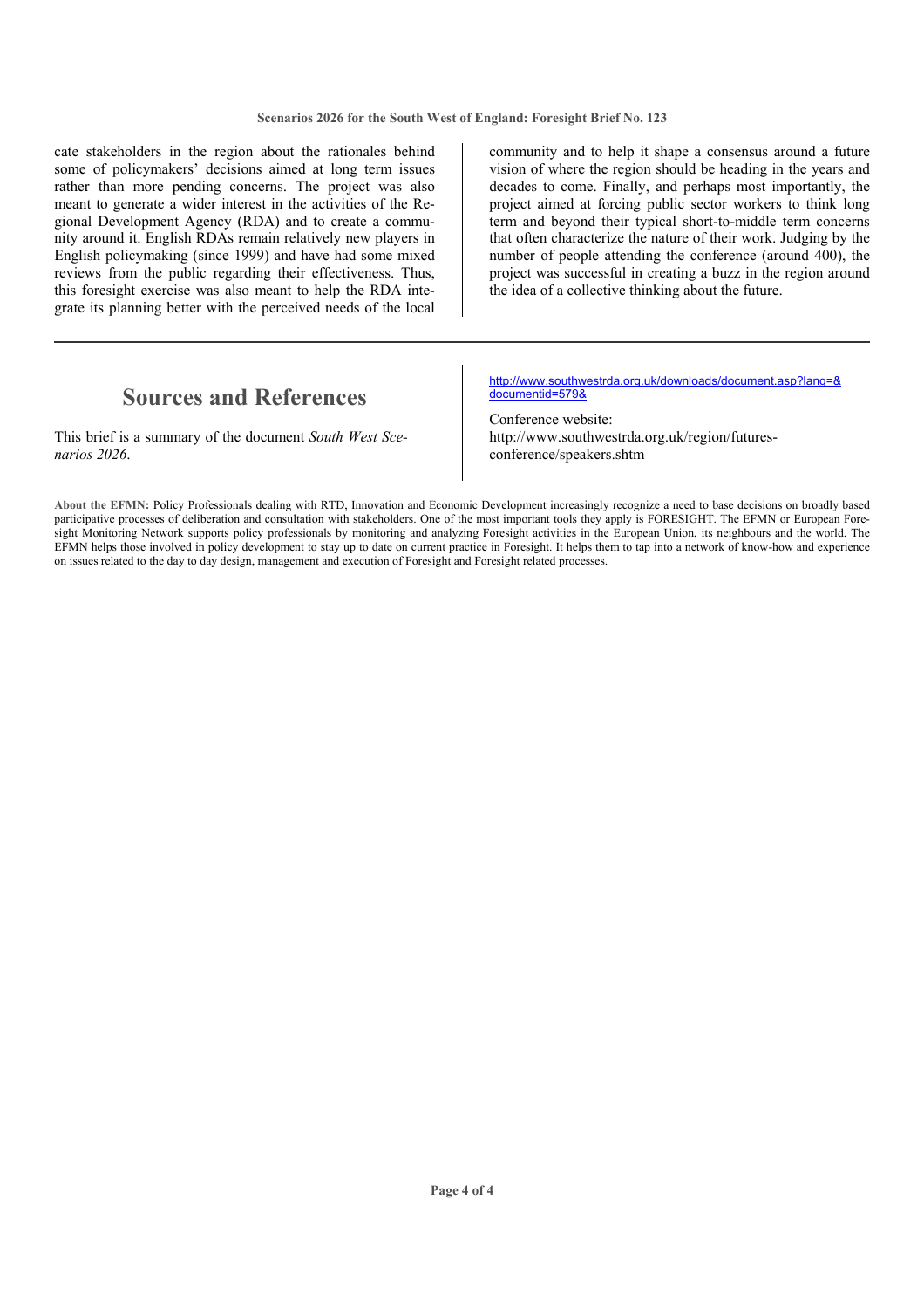cate stakeholders in the region about the rationales behind some of policymakers' decisions aimed at long term issues rather than more pending concerns. The project was also meant to generate a wider interest in the activities of the Regional Development Agency (RDA) and to create a community around it. English RDAs remain relatively new players in English policymaking (since 1999) and have had some mixed reviews from the public regarding their effectiveness. Thus, this foresight exercise was also meant to help the RDA integrate its planning better with the perceived needs of the local community and to help it shape a consensus around a future vision of where the region should be heading in the years and decades to come. Finally, and perhaps most importantly, the project aimed at forcing public sector workers to think long term and beyond their typical short-to-middle term concerns that often characterize the nature of their work. Judging by the number of people attending the conference (around 400), the project was successful in creating a buzz in the region around the idea of a collective thinking about the future.

---

## Sources and References

This brief is a summary of the document *South West Scenarios 2026*.

http://www.southwestrda.org.uk/downloads/document.asp?lang=&documentid=579&

Conference website:
http://www.southwestrda.org.uk/region/futures-conference/speakers.shtm

---

**About the EFMN:** Policy Professionals dealing with RTD, Innovation and Economic Development increasingly recognize a need to base decisions on broadly based participative processes of deliberation and consultation with stakeholders. One of the most important tools they apply is FORESIGHT. The EFMN or European Foresight Monitoring Network supports policy professionals by monitoring and analyzing Foresight activities in the European Union, its neighbours and the world. The EFMN helps those involved in policy development to stay up to date on current practice in Foresight. It helps them to tap into a network of know-how and experience on issues related to the day to day design, management and execution of Foresight and Foresight related processes.